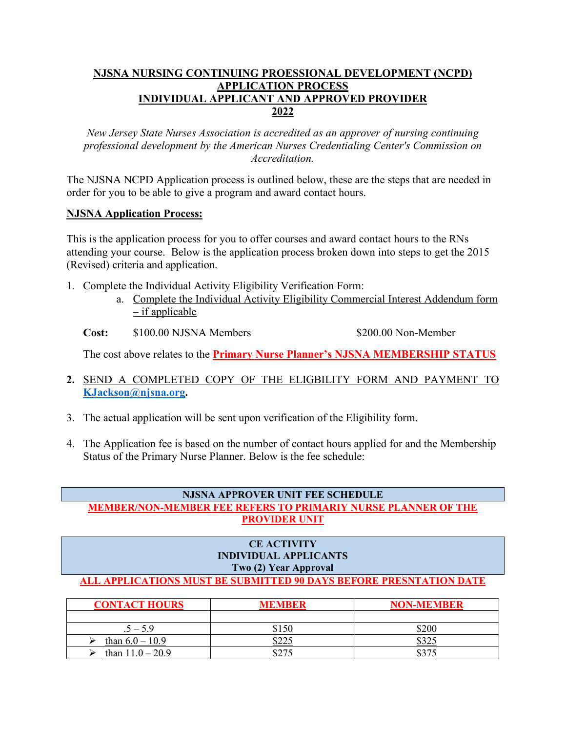# NJSNA NURSING CONTINUING PROESSIONAL DEVELOPMENT (NCPD) APPLICATION PROCESS INDIVIDUAL APPLICANT AND APPROVED PROVIDER 2022

*New Jersey State Nurses Association is accredited as an approver of nursing continuing professional development by the American Nurses Credentialing Center's Commission on Accreditation.*

The NJSNA NCPD Application process is outlined below, these are the steps that are needed in order for you to be able to give a program and award contact hours.

## NJSNA Application Process:

This is the application process for you to offer courses and award contact hours to the RNs attending your course. Below is the application process broken down into steps to get the 2015 (Revised) criteria and application.

1. Complete the Individual Activity Eligibility Verification Form:
   a. Complete the Individual Activity Eligibility Commercial Interest Addendum form – if applicable

   **Cost:** $100.00 NJSNA Members $200.00 Non-Member

   The cost above relates to the **Primary Nurse Planner's NJSNA MEMBERSHIP STATUS**

2. SEND A COMPLETED COPY OF THE ELIGBILITY FORM AND PAYMENT TO **KJackson@njsna.org**.

3. The actual application will be sent upon verification of the Eligibility form.

4. The Application fee is based on the number of contact hours applied for and the Membership Status of the Primary Nurse Planner. Below is the fee schedule:

**NJSNA APPROVER UNIT FEE SCHEDULE**

**MEMBER/NON-MEMBER FEE REFERS TO PRIMARIY NURSE PLANNER OF THE PROVIDER UNIT**

**CE ACTIVITY**
**INDIVIDUAL APPLICANTS**
**Two (2) Year Approval**

**ALL APPLICATIONS MUST BE SUBMITTED 90 DAYS BEFORE PRESNTATION DATE**

| CONTACT HOURS | MEMBER | NON-MEMBER |
|---|---|---|
| | | |
| .5 – 5.9 | $150 | $200 |
| ➢ than 6.0 – 10.9 | $225 | $325 |
| ➢ than 11.0 – 20.9 | $275 | $375 |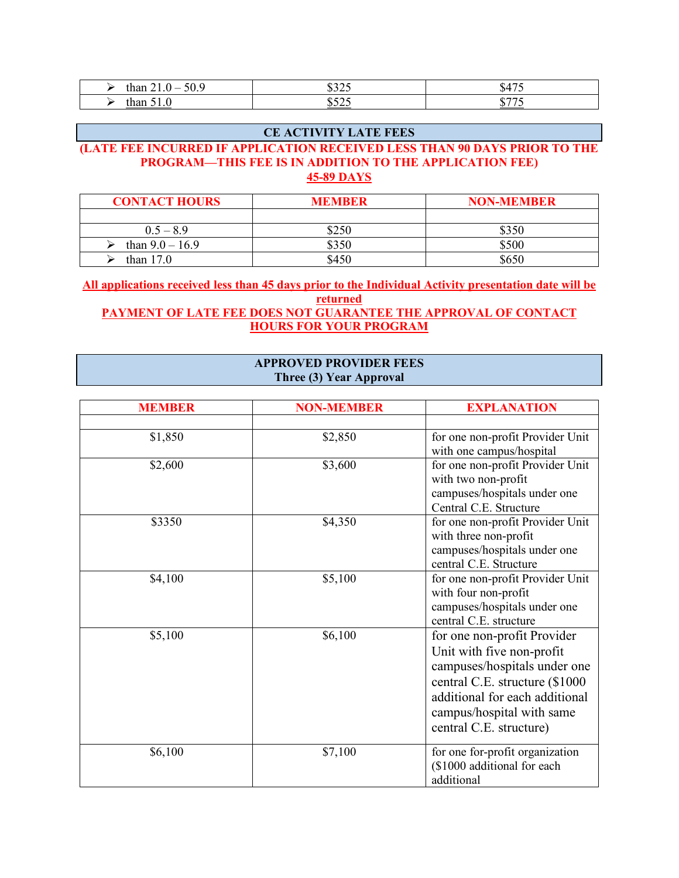| | | |
|---|---|---|
| ➢ than 21.0 – 50.9 | $325 | $475 |
| ➢ than 51.0 | $525 | $775 |

## CE ACTIVITY LATE FEES

**(LATE FEE INCURRED IF APPLICATION RECEIVED LESS THAN 90 DAYS PRIOR TO THE PROGRAM—THIS FEE IS IN ADDITION TO THE APPLICATION FEE)**

**45-89 DAYS**

| CONTACT HOURS | MEMBER | NON-MEMBER |
|---|---|---|
| | | |
| 0.5 – 8.9 | $250 | $350 |
| ➢ than 9.0 – 16.9 | $350 | $500 |
| ➢ than 17.0 | $450 | $650 |

**All applications received less than 45 days prior to the Individual Activity presentation date will be returned**

**PAYMENT OF LATE FEE DOES NOT GUARANTEE THE APPROVAL OF CONTACT HOURS FOR YOUR PROGRAM**

## APPROVED PROVIDER FEES
**Three (3) Year Approval**

| MEMBER | NON-MEMBER | EXPLANATION |
|---|---|---|
| | | |
| $1,850 | $2,850 | for one non-profit Provider Unit with one campus/hospital |
| $2,600 | $3,600 | for one non-profit Provider Unit with two non-profit campuses/hospitals under one Central C.E. Structure |
| $3350 | $4,350 | for one non-profit Provider Unit with three non-profit campuses/hospitals under one central C.E. Structure |
| $4,100 | $5,100 | for one non-profit Provider Unit with four non-profit campuses/hospitals under one central C.E. structure |
| $5,100 | $6,100 | for one non-profit Provider Unit with five non-profit campuses/hospitals under one central C.E. structure ($1000 additional for each additional campus/hospital with same central C.E. structure) |
| $6,100 | $7,100 | for one for-profit organization ($1000 additional for each additional |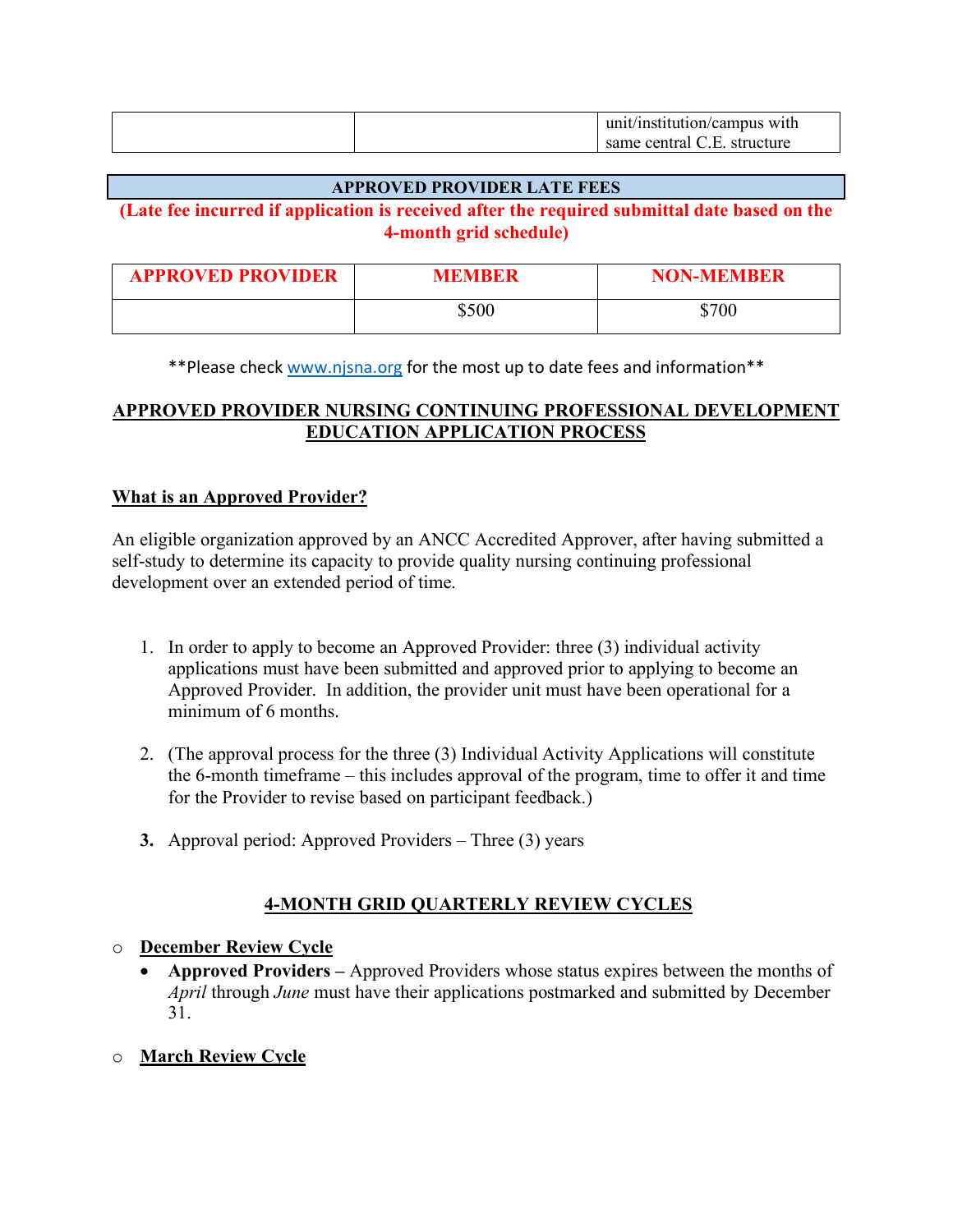| | | unit/institution/campus with same central C.E. structure |
|---|---|---|

**APPROVED PROVIDER LATE FEES**

**(Late fee incurred if application is received after the required submittal date based on the 4-month grid schedule)**

| APPROVED PROVIDER | MEMBER | NON-MEMBER |
|---|---|---|
| | $500 | $700 |

**Please check www.njsna.org for the most up to date fees and information**

## APPROVED PROVIDER NURSING CONTINUING PROFESSIONAL DEVELOPMENT EDUCATION APPLICATION PROCESS

### What is an Approved Provider?

An eligible organization approved by an ANCC Accredited Approver, after having submitted a self-study to determine its capacity to provide quality nursing continuing professional development over an extended period of time.

1. In order to apply to become an Approved Provider: three (3) individual activity applications must have been submitted and approved prior to applying to become an Approved Provider. In addition, the provider unit must have been operational for a minimum of 6 months.

2. (The approval process for the three (3) Individual Activity Applications will constitute the 6-month timeframe – this includes approval of the program, time to offer it and time for the Provider to revise based on participant feedback.)

3. Approval period: Approved Providers – Three (3) years

### 4-MONTH GRID QUARTERLY REVIEW CYCLES

- **December Review Cycle**
  - **Approved Providers –** Approved Providers whose status expires between the months of *April* through *June* must have their applications postmarked and submitted by December 31.
- **March Review Cycle**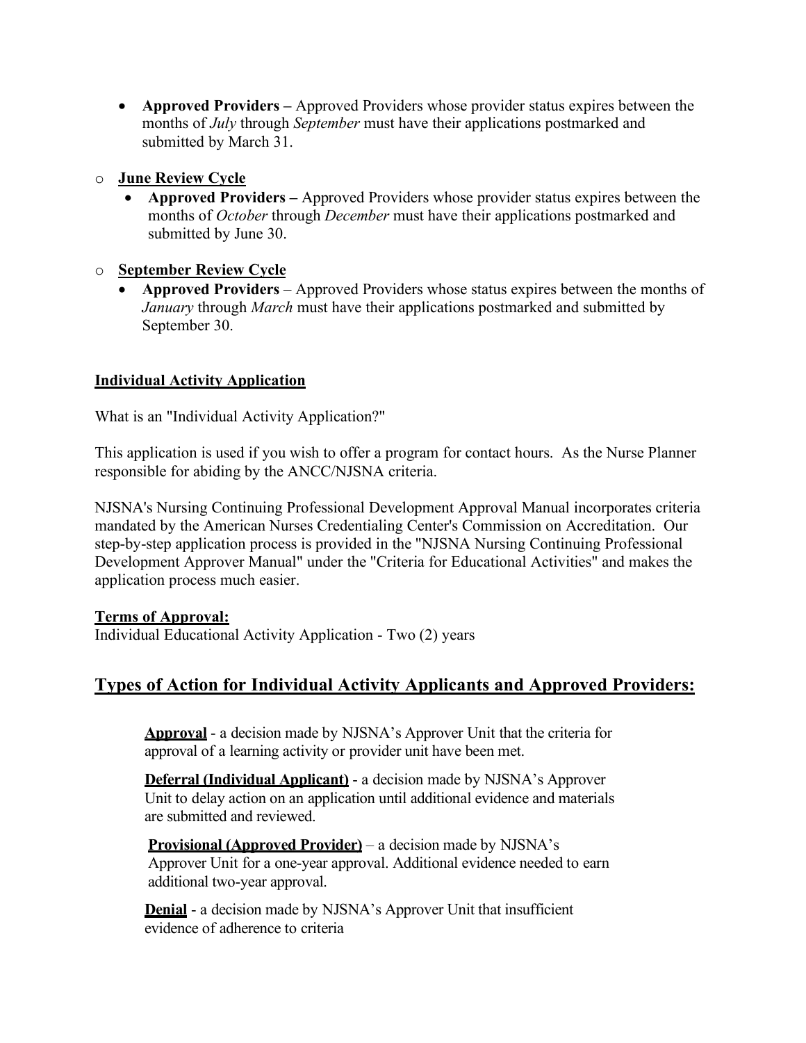- **Approved Providers –** Approved Providers whose provider status expires between the months of *July* through *September* must have their applications postmarked and submitted by March 31.

- **June Review Cycle**
  - **Approved Providers –** Approved Providers whose provider status expires between the months of *October* through *December* must have their applications postmarked and submitted by June 30.

- **September Review Cycle**
  - **Approved Providers** – Approved Providers whose status expires between the months of *January* through *March* must have their applications postmarked and submitted by September 30.

**Individual Activity Application**

What is an "Individual Activity Application?"

This application is used if you wish to offer a program for contact hours. As the Nurse Planner responsible for abiding by the ANCC/NJSNA criteria.

NJSNA's Nursing Continuing Professional Development Approval Manual incorporates criteria mandated by the American Nurses Credentialing Center's Commission on Accreditation. Our step-by-step application process is provided in the "NJSNA Nursing Continuing Professional Development Approver Manual" under the "Criteria for Educational Activities" and makes the application process much easier.

**Terms of Approval:**
Individual Educational Activity Application - Two (2) years

## Types of Action for Individual Activity Applicants and Approved Providers:

**Approval** - a decision made by NJSNA's Approver Unit that the criteria for approval of a learning activity or provider unit have been met.

**Deferral (Individual Applicant)** - a decision made by NJSNA's Approver Unit to delay action on an application until additional evidence and materials are submitted and reviewed.

**Provisional (Approved Provider)** – a decision made by NJSNA's Approver Unit for a one-year approval. Additional evidence needed to earn additional two-year approval.

**Denial** - a decision made by NJSNA's Approver Unit that insufficient evidence of adherence to criteria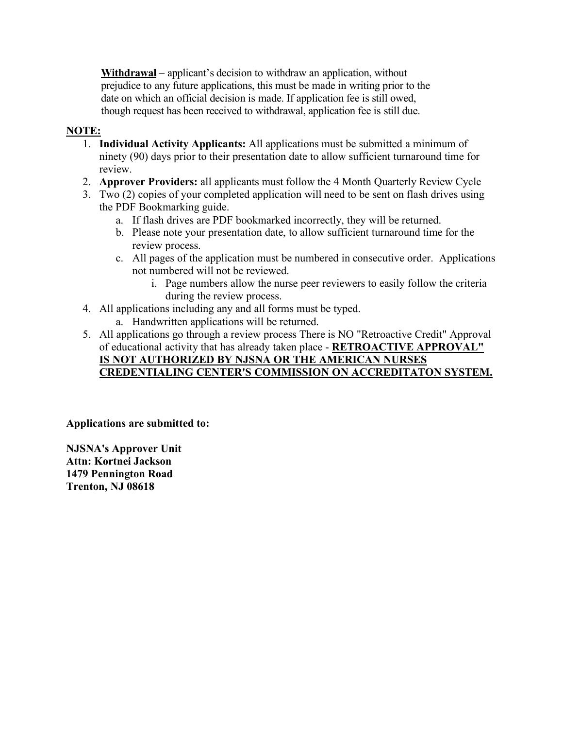**Withdrawal** – applicant's decision to withdraw an application, without prejudice to any future applications, this must be made in writing prior to the date on which an official decision is made. If application fee is still owed, though request has been received to withdrawal, application fee is still due.

**NOTE:**

1. **Individual Activity Applicants:** All applications must be submitted a minimum of ninety (90) days prior to their presentation date to allow sufficient turnaround time for review.
2. **Approver Providers:** all applicants must follow the 4 Month Quarterly Review Cycle
3. Two (2) copies of your completed application will need to be sent on flash drives using the PDF Bookmarking guide.
   a. If flash drives are PDF bookmarked incorrectly, they will be returned.
   b. Please note your presentation date, to allow sufficient turnaround time for the review process.
   c. All pages of the application must be numbered in consecutive order. Applications not numbered will not be reviewed.
      i. Page numbers allow the nurse peer reviewers to easily follow the criteria during the review process.
4. All applications including any and all forms must be typed.
   a. Handwritten applications will be returned.
5. All applications go through a review process There is NO "Retroactive Credit" Approval of educational activity that has already taken place - **RETROACTIVE APPROVAL" IS NOT AUTHORIZED BY NJSNA OR THE AMERICAN NURSES CREDENTIALING CENTER'S COMMISSION ON ACCREDITATON SYSTEM.**

**Applications are submitted to:**

**NJSNA's Approver Unit**
**Attn: Kortnei Jackson**
**1479 Pennington Road**
**Trenton, NJ 08618**